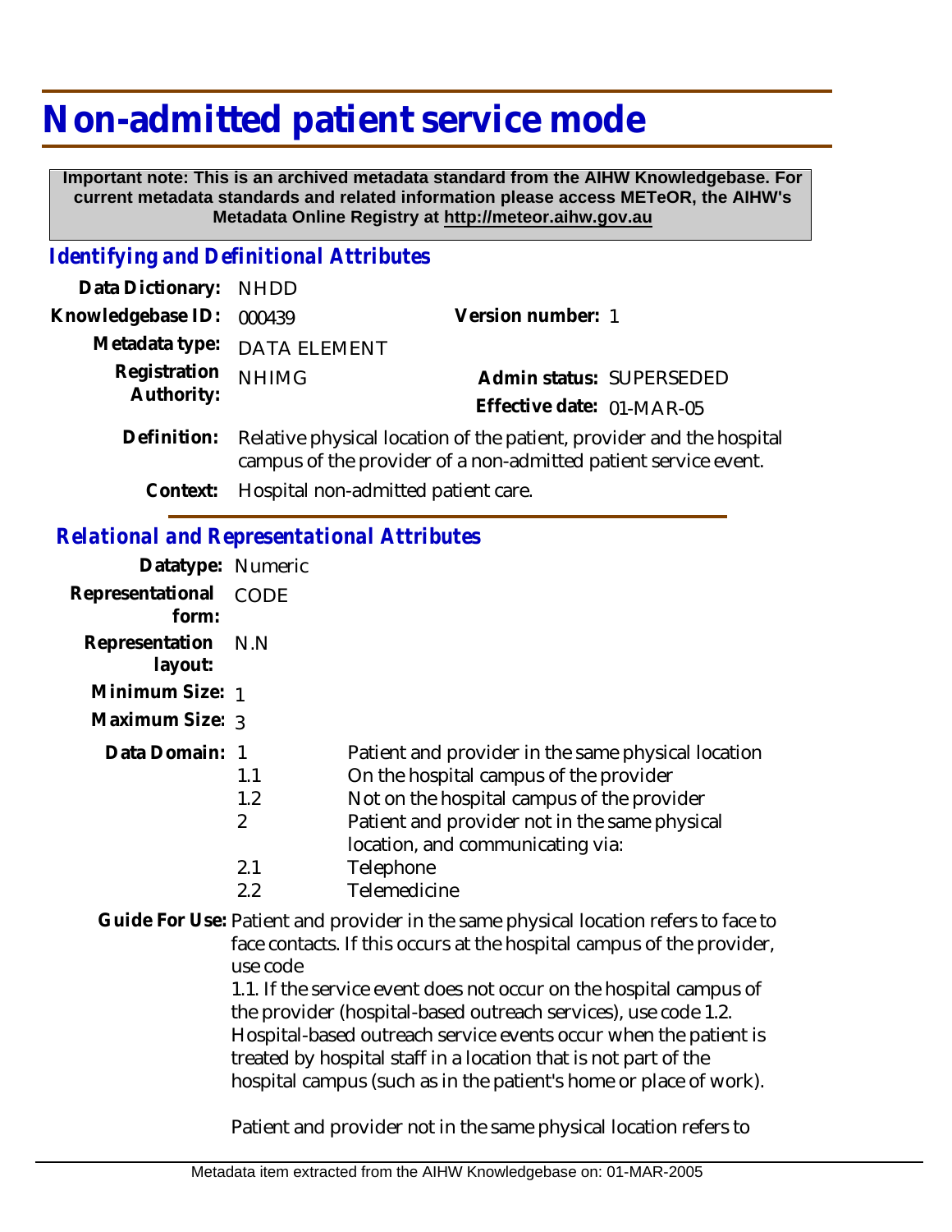# Non-admitted patient service mode

**Important note: This is an archived metadata standard from the AIHW Knowledgebase. For current metadata standards and related information please access METeOR, the AIHW's Metadata Online Registry at http://meteor.aihw.gov.au**

## *Identifying and Definitional Attributes*

**Data Dictionary:** NHDD

**Knowledgebase ID:** 000439

**Version number:** 1

**Metadata type:** DATA ELEMENT

**Registration Authority:** NHIMG

**Admin status:** SUPERSEDED

**Effective date:** 01-MAR-05

**Definition:** Relative physical location of the patient, provider and the hospital campus of the provider of a non-admitted patient service event.

**Context:** Hospital non-admitted patient care.

## *Relational and Representational Attributes*

**Datatype:** Numeric

**Representational form:** CODE

**Representation layout:** N.N

**Minimum Size:** 1

**Maximum Size:** 3

**Data Domain:**

| Code | Description |
|---|---|
| 1 | Patient and provider in the same physical location |
| 1.1 | On the hospital campus of the provider |
| 1.2 | Not on the hospital campus of the provider |
| 2 | Patient and provider not in the same physical location, and communicating via: |
| 2.1 | Telephone |
| 2.2 | Telemedicine |

**Guide For Use:** Patient and provider in the same physical location refers to face to face contacts. If this occurs at the hospital campus of the provider, use code 1.1. If the service event does not occur on the hospital campus of the provider (hospital-based outreach services), use code 1.2. Hospital-based outreach service events occur when the patient is treated by hospital staff in a location that is not part of the hospital campus (such as in the patient's home or place of work).

Patient and provider not in the same physical location refers to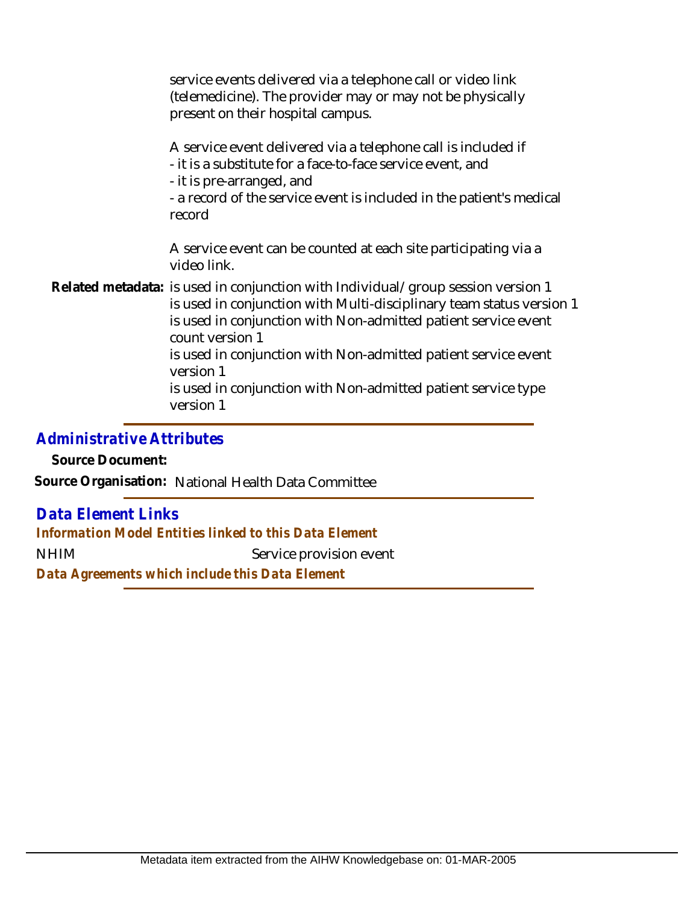service events delivered via a telephone call or video link (telemedicine). The provider may or may not be physically present on their hospital campus.

A service event delivered via a telephone call is included if
- it is a substitute for a face-to-face service event, and
- it is pre-arranged, and
- a record of the service event is included in the patient's medical record

A service event can be counted at each site participating via a video link.

**Related metadata:** is used in conjunction with Individual/group session version 1
is used in conjunction with Multi-disciplinary team status version 1
is used in conjunction with Non-admitted patient service event count version 1
is used in conjunction with Non-admitted patient service event version 1
is used in conjunction with Non-admitted patient service type version 1

## Administrative Attributes

**Source Document:**

**Source Organisation:** National Health Data Committee

## Data Element Links

***Information Model Entities linked to this Data Element***

NHIM Service provision event

***Data Agreements which include this Data Element***